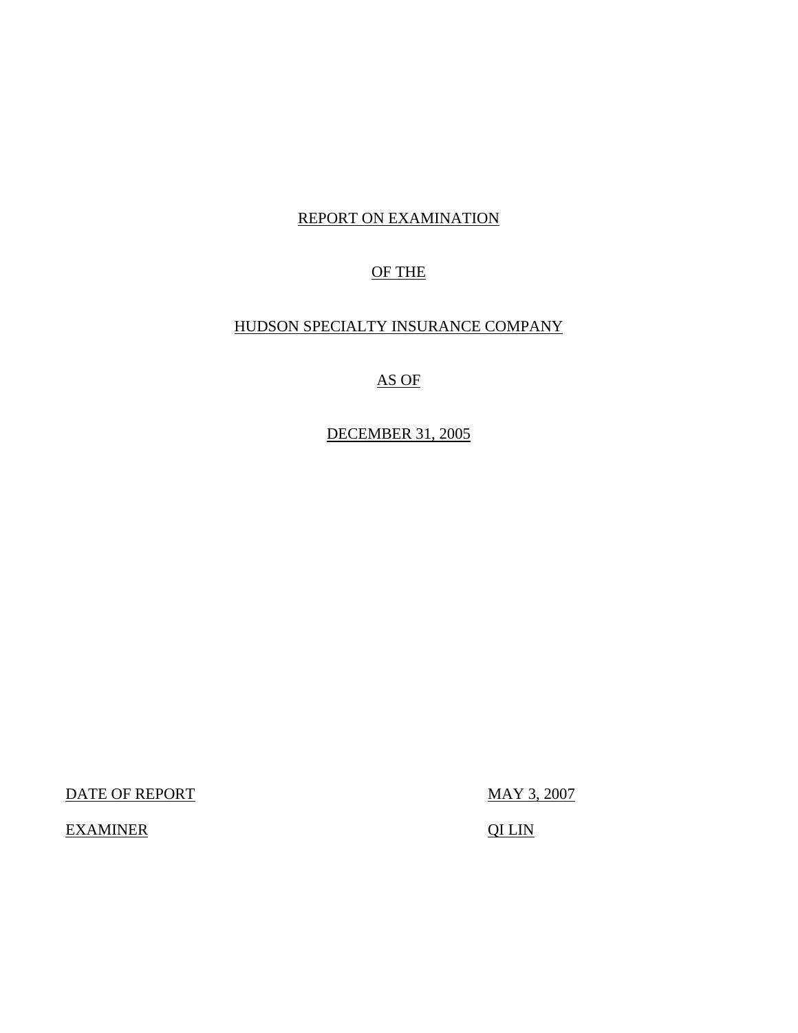# REPORT ON EXAMINATION

# OF THE

# HUDSON SPECIALTY INSURANCE COMPANY

# AS OF

# DECEMBER 31, 2005

DATE OF REPORT: MAY 3, 2007

EXAMINER: QI LIN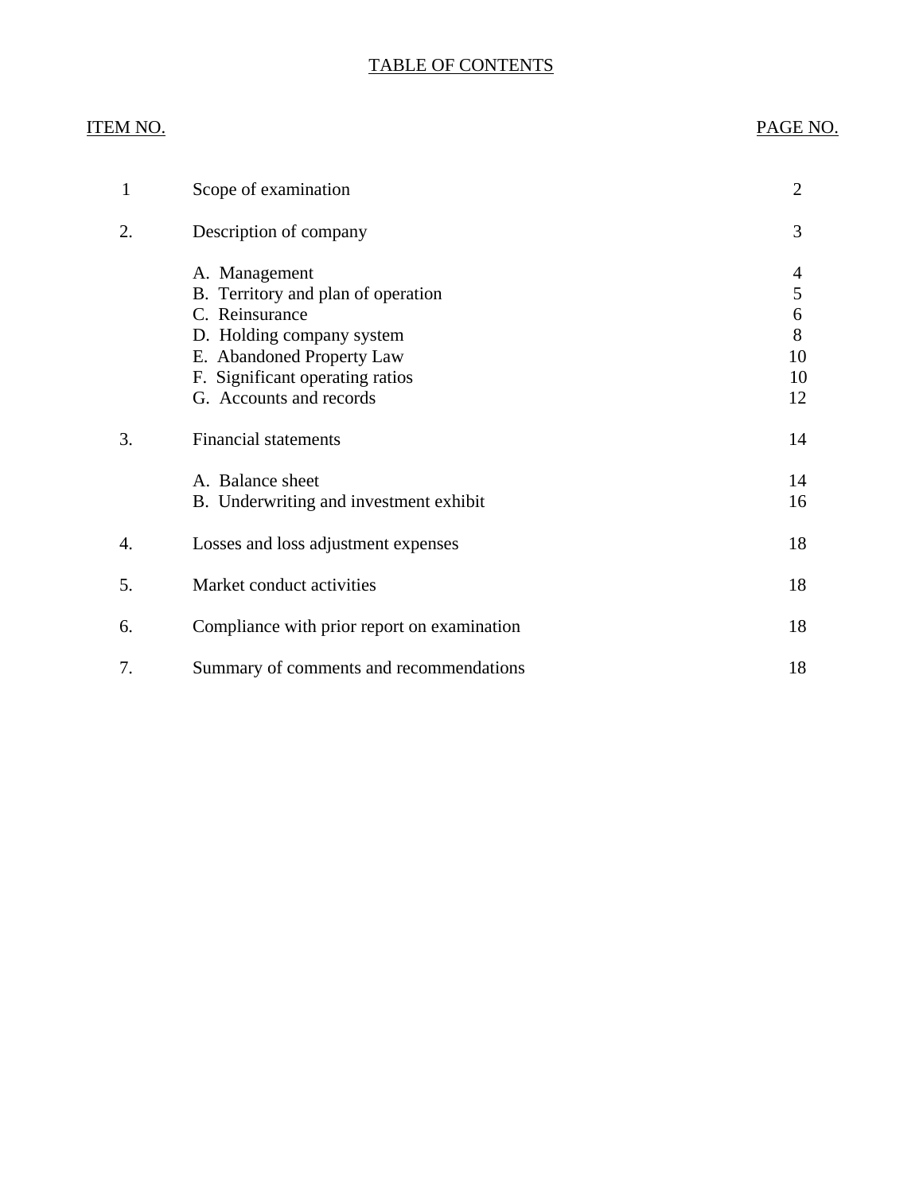# TABLE OF CONTENTS

| ITEM NO. | | PAGE NO. |
|---|---|---|
| 1 | Scope of examination | 2 |
| 2. | Description of company | 3 |
| | A. Management | 4 |
| | B. Territory and plan of operation | 5 |
| | C. Reinsurance | 6 |
| | D. Holding company system | 8 |
| | E. Abandoned Property Law | 10 |
| | F. Significant operating ratios | 10 |
| | G. Accounts and records | 12 |
| 3. | Financial statements | 14 |
| | A. Balance sheet | 14 |
| | B. Underwriting and investment exhibit | 16 |
| 4. | Losses and loss adjustment expenses | 18 |
| 5. | Market conduct activities | 18 |
| 6. | Compliance with prior report on examination | 18 |
| 7. | Summary of comments and recommendations | 18 |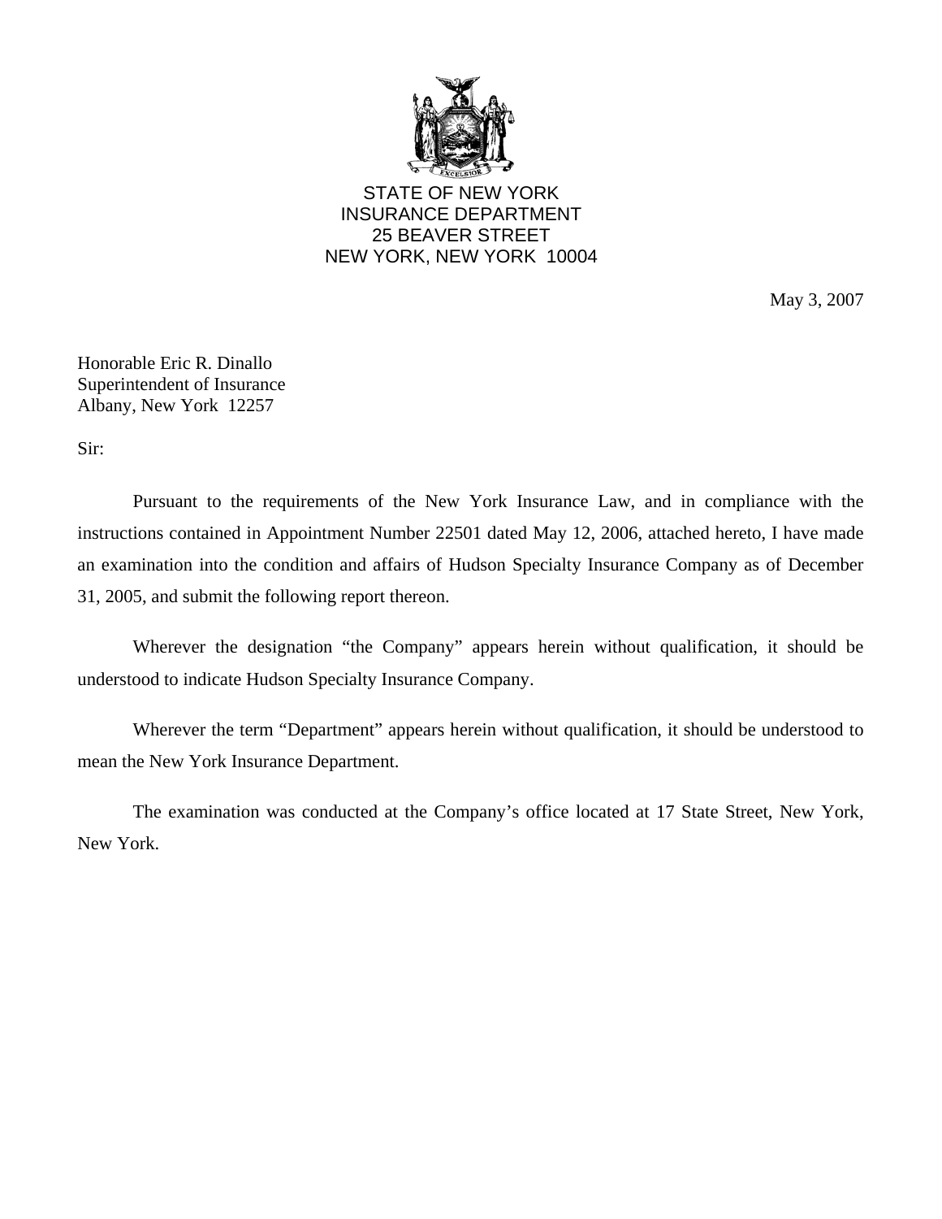STATE OF NEW YORK
INSURANCE DEPARTMENT
25 BEAVER STREET
NEW YORK, NEW YORK 10004

May 3, 2007

Honorable Eric R. Dinallo
Superintendent of Insurance
Albany, New York 12257

Sir:

Pursuant to the requirements of the New York Insurance Law, and in compliance with the instructions contained in Appointment Number 22501 dated May 12, 2006, attached hereto, I have made an examination into the condition and affairs of Hudson Specialty Insurance Company as of December 31, 2005, and submit the following report thereon.

Wherever the designation "the Company" appears herein without qualification, it should be understood to indicate Hudson Specialty Insurance Company.

Wherever the term "Department" appears herein without qualification, it should be understood to mean the New York Insurance Department.

The examination was conducted at the Company's office located at 17 State Street, New York, New York.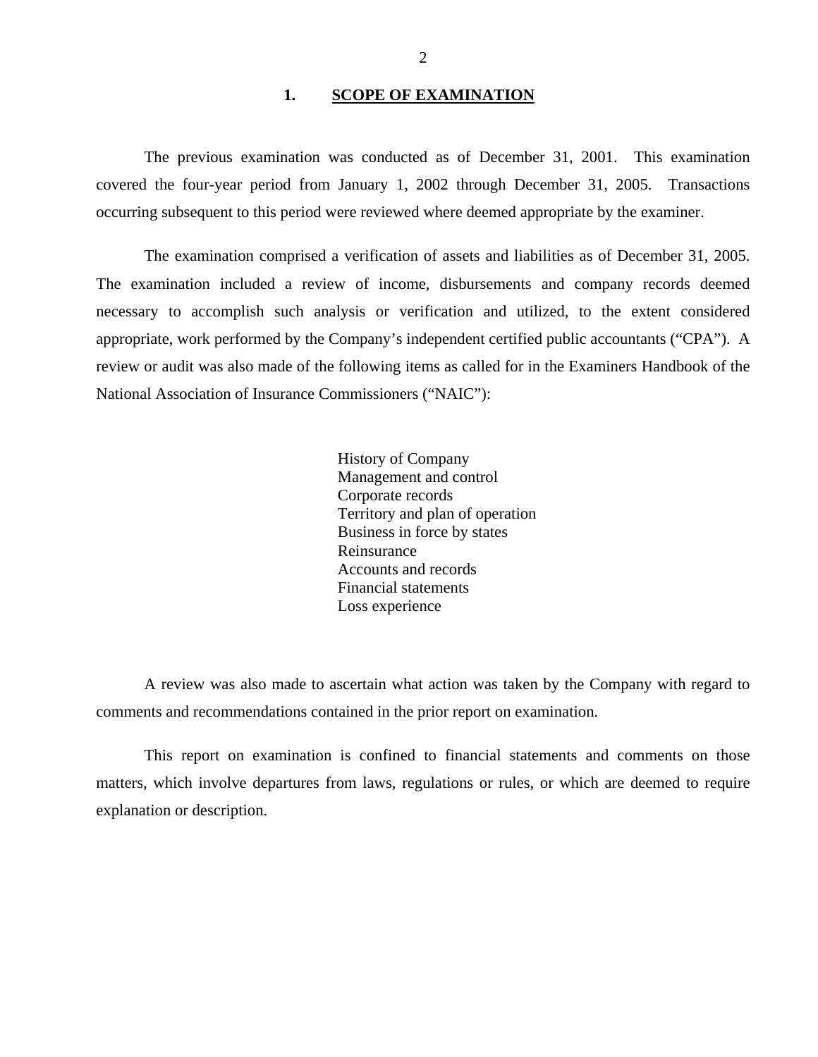## 1. SCOPE OF EXAMINATION

The previous examination was conducted as of December 31, 2001. This examination covered the four-year period from January 1, 2002 through December 31, 2005. Transactions occurring subsequent to this period were reviewed where deemed appropriate by the examiner.

The examination comprised a verification of assets and liabilities as of December 31, 2005. The examination included a review of income, disbursements and company records deemed necessary to accomplish such analysis or verification and utilized, to the extent considered appropriate, work performed by the Company's independent certified public accountants ("CPA"). A review or audit was also made of the following items as called for in the Examiners Handbook of the National Association of Insurance Commissioners ("NAIC"):

- History of Company
- Management and control
- Corporate records
- Territory and plan of operation
- Business in force by states
- Reinsurance
- Accounts and records
- Financial statements
- Loss experience

A review was also made to ascertain what action was taken by the Company with regard to comments and recommendations contained in the prior report on examination.

This report on examination is confined to financial statements and comments on those matters, which involve departures from laws, regulations or rules, or which are deemed to require explanation or description.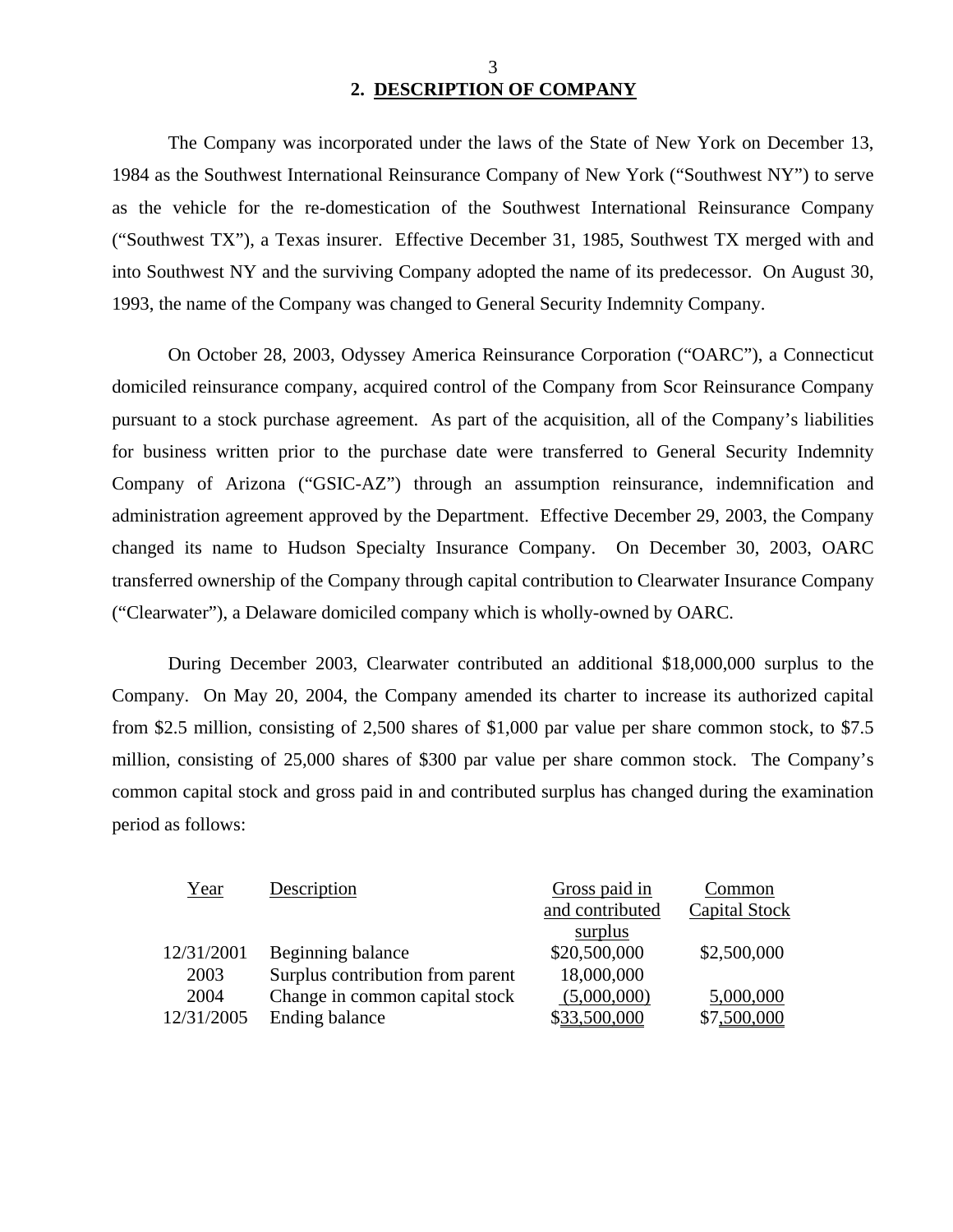## 2. DESCRIPTION OF COMPANY

The Company was incorporated under the laws of the State of New York on December 13, 1984 as the Southwest International Reinsurance Company of New York ("Southwest NY") to serve as the vehicle for the re-domestication of the Southwest International Reinsurance Company ("Southwest TX"), a Texas insurer. Effective December 31, 1985, Southwest TX merged with and into Southwest NY and the surviving Company adopted the name of its predecessor. On August 30, 1993, the name of the Company was changed to General Security Indemnity Company.

On October 28, 2003, Odyssey America Reinsurance Corporation ("OARC"), a Connecticut domiciled reinsurance company, acquired control of the Company from Scor Reinsurance Company pursuant to a stock purchase agreement. As part of the acquisition, all of the Company's liabilities for business written prior to the purchase date were transferred to General Security Indemnity Company of Arizona ("GSIC-AZ") through an assumption reinsurance, indemnification and administration agreement approved by the Department. Effective December 29, 2003, the Company changed its name to Hudson Specialty Insurance Company. On December 30, 2003, OARC transferred ownership of the Company through capital contribution to Clearwater Insurance Company ("Clearwater"), a Delaware domiciled company which is wholly-owned by OARC.

During December 2003, Clearwater contributed an additional $18,000,000 surplus to the Company. On May 20, 2004, the Company amended its charter to increase its authorized capital from $2.5 million, consisting of 2,500 shares of $1,000 par value per share common stock, to $7.5 million, consisting of 25,000 shares of $300 par value per share common stock. The Company's common capital stock and gross paid in and contributed surplus has changed during the examination period as follows:

| Year | Description | Gross paid in and contributed surplus | Common Capital Stock |
|---|---|---|---|
| 12/31/2001 | Beginning balance | $20,500,000 | $2,500,000 |
| 2003 | Surplus contribution from parent | 18,000,000 | |
| 2004 | Change in common capital stock | (5,000,000) | 5,000,000 |
| 12/31/2005 | Ending balance | $33,500,000 | $7,500,000 |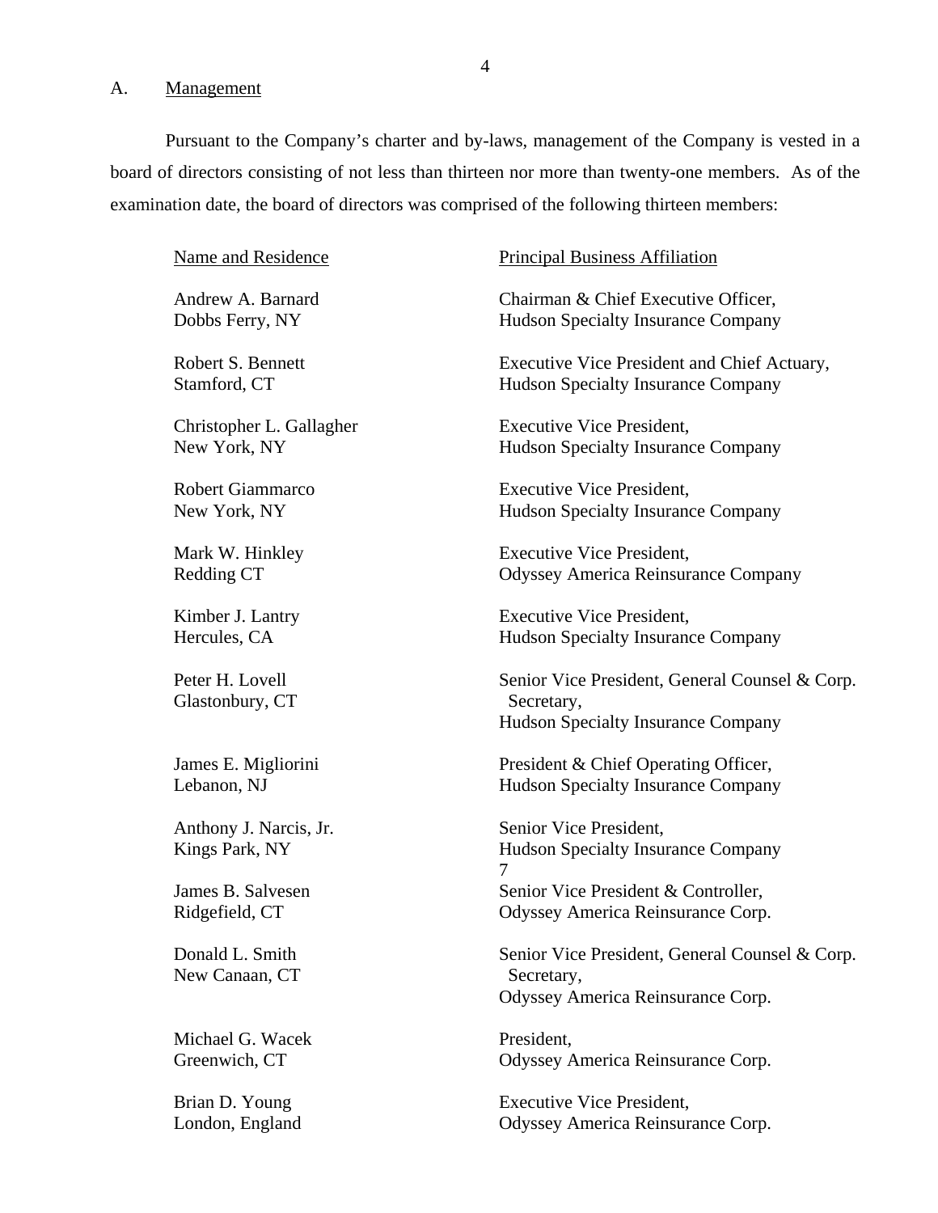## A. Management

Pursuant to the Company's charter and by-laws, management of the Company is vested in a board of directors consisting of not less than thirteen nor more than twenty-one members. As of the examination date, the board of directors was comprised of the following thirteen members:

| Name and Residence | Principal Business Affiliation |
|---|---|
| Andrew A. Barnard<br>Dobbs Ferry, NY | Chairman & Chief Executive Officer,<br>Hudson Specialty Insurance Company |
| Robert S. Bennett<br>Stamford, CT | Executive Vice President and Chief Actuary,<br>Hudson Specialty Insurance Company |
| Christopher L. Gallagher<br>New York, NY | Executive Vice President,<br>Hudson Specialty Insurance Company |
| Robert Giammarco<br>New York, NY | Executive Vice President,<br>Hudson Specialty Insurance Company |
| Mark W. Hinkley<br>Redding CT | Executive Vice President,<br>Odyssey America Reinsurance Company |
| Kimber J. Lantry<br>Hercules, CA | Executive Vice President,<br>Hudson Specialty Insurance Company |
| Peter H. Lovell<br>Glastonbury, CT | Senior Vice President, General Counsel & Corp. Secretary,<br>Hudson Specialty Insurance Company |
| James E. Migliorini<br>Lebanon, NJ | President & Chief Operating Officer,<br>Hudson Specialty Insurance Company |
| Anthony J. Narcis, Jr.<br>Kings Park, NY | Senior Vice President,<br>Hudson Specialty Insurance Company<br>7 |
| James B. Salvesen<br>Ridgefield, CT | Senior Vice President & Controller,<br>Odyssey America Reinsurance Corp. |
| Donald L. Smith<br>New Canaan, CT | Senior Vice President, General Counsel & Corp. Secretary,<br>Odyssey America Reinsurance Corp. |
| Michael G. Wacek<br>Greenwich, CT | President,<br>Odyssey America Reinsurance Corp. |
| Brian D. Young<br>London, England | Executive Vice President,<br>Odyssey America Reinsurance Corp. |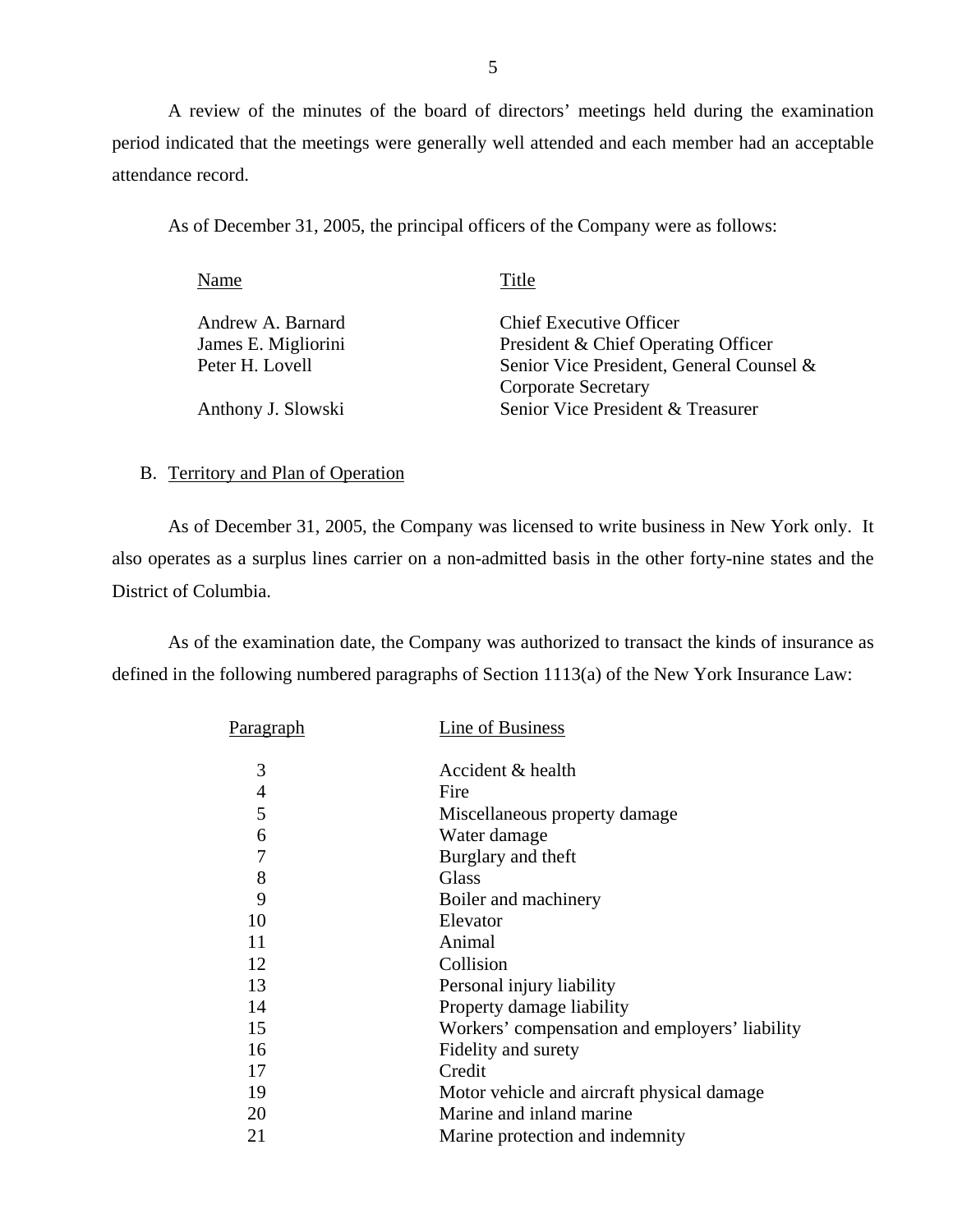A review of the minutes of the board of directors' meetings held during the examination period indicated that the meetings were generally well attended and each member had an acceptable attendance record.

As of December 31, 2005, the principal officers of the Company were as follows:

| Name | Title |
|---|---|
| Andrew A. Barnard | Chief Executive Officer |
| James E. Migliorini | President & Chief Operating Officer |
| Peter H. Lovell | Senior Vice President, General Counsel & Corporate Secretary |
| Anthony J. Slowski | Senior Vice President & Treasurer |

B. Territory and Plan of Operation

As of December 31, 2005, the Company was licensed to write business in New York only. It also operates as a surplus lines carrier on a non-admitted basis in the other forty-nine states and the District of Columbia.

As of the examination date, the Company was authorized to transact the kinds of insurance as defined in the following numbered paragraphs of Section 1113(a) of the New York Insurance Law:

| Paragraph | Line of Business |
|---|---|
| 3 | Accident & health |
| 4 | Fire |
| 5 | Miscellaneous property damage |
| 6 | Water damage |
| 7 | Burglary and theft |
| 8 | Glass |
| 9 | Boiler and machinery |
| 10 | Elevator |
| 11 | Animal |
| 12 | Collision |
| 13 | Personal injury liability |
| 14 | Property damage liability |
| 15 | Workers' compensation and employers' liability |
| 16 | Fidelity and surety |
| 17 | Credit |
| 19 | Motor vehicle and aircraft physical damage |
| 20 | Marine and inland marine |
| 21 | Marine protection and indemnity |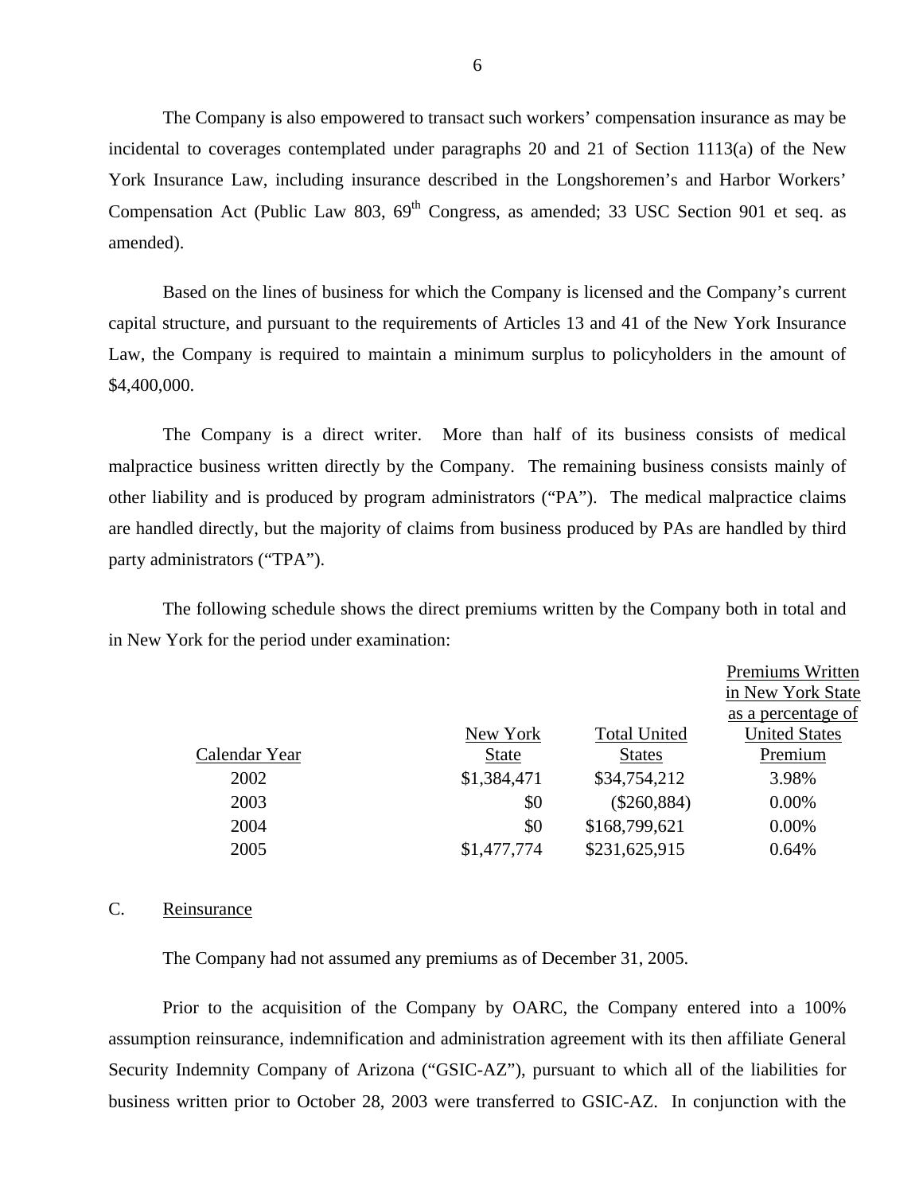The Company is also empowered to transact such workers' compensation insurance as may be incidental to coverages contemplated under paragraphs 20 and 21 of Section 1113(a) of the New York Insurance Law, including insurance described in the Longshoremen's and Harbor Workers' Compensation Act (Public Law 803, 69th Congress, as amended; 33 USC Section 901 et seq. as amended).

Based on the lines of business for which the Company is licensed and the Company's current capital structure, and pursuant to the requirements of Articles 13 and 41 of the New York Insurance Law, the Company is required to maintain a minimum surplus to policyholders in the amount of $4,400,000.

The Company is a direct writer. More than half of its business consists of medical malpractice business written directly by the Company. The remaining business consists mainly of other liability and is produced by program administrators ("PA"). The medical malpractice claims are handled directly, but the majority of claims from business produced by PAs are handled by third party administrators ("TPA").

The following schedule shows the direct premiums written by the Company both in total and in New York for the period under examination:

| Calendar Year | New York State | Total United States | Premiums Written in New York State as a percentage of United States Premium |
|---|---|---|---|
| 2002 | $1,384,471 | $34,754,212 | 3.98% |
| 2003 | $0 | ($260,884) | 0.00% |
| 2004 | $0 | $168,799,621 | 0.00% |
| 2005 | $1,477,774 | $231,625,915 | 0.64% |

C. Reinsurance

The Company had not assumed any premiums as of December 31, 2005.

Prior to the acquisition of the Company by OARC, the Company entered into a 100% assumption reinsurance, indemnification and administration agreement with its then affiliate General Security Indemnity Company of Arizona ("GSIC-AZ"), pursuant to which all of the liabilities for business written prior to October 28, 2003 were transferred to GSIC-AZ. In conjunction with the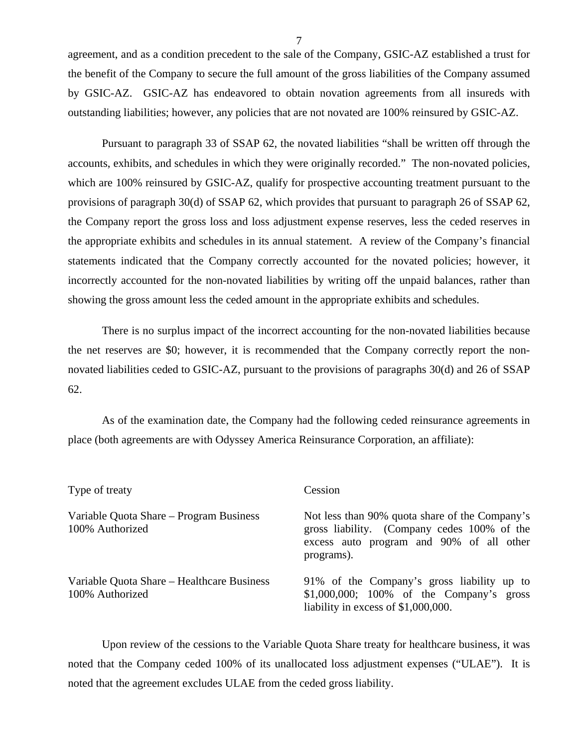agreement, and as a condition precedent to the sale of the Company, GSIC-AZ established a trust for the benefit of the Company to secure the full amount of the gross liabilities of the Company assumed by GSIC-AZ. GSIC-AZ has endeavored to obtain novation agreements from all insureds with outstanding liabilities; however, any policies that are not novated are 100% reinsured by GSIC-AZ.

Pursuant to paragraph 33 of SSAP 62, the novated liabilities "shall be written off through the accounts, exhibits, and schedules in which they were originally recorded." The non-novated policies, which are 100% reinsured by GSIC-AZ, qualify for prospective accounting treatment pursuant to the provisions of paragraph 30(d) of SSAP 62, which provides that pursuant to paragraph 26 of SSAP 62, the Company report the gross loss and loss adjustment expense reserves, less the ceded reserves in the appropriate exhibits and schedules in its annual statement. A review of the Company's financial statements indicated that the Company correctly accounted for the novated policies; however, it incorrectly accounted for the non-novated liabilities by writing off the unpaid balances, rather than showing the gross amount less the ceded amount in the appropriate exhibits and schedules.

There is no surplus impact of the incorrect accounting for the non-novated liabilities because the net reserves are $0; however, it is recommended that the Company correctly report the non-novated liabilities ceded to GSIC-AZ, pursuant to the provisions of paragraphs 30(d) and 26 of SSAP 62.

As of the examination date, the Company had the following ceded reinsurance agreements in place (both agreements are with Odyssey America Reinsurance Corporation, an affiliate):

| Type of treaty | Cession |
|---|---|
| Variable Quota Share – Program Business 100% Authorized | Not less than 90% quota share of the Company's gross liability. (Company cedes 100% of the excess auto program and 90% of all other programs). |
| Variable Quota Share – Healthcare Business 100% Authorized | 91% of the Company's gross liability up to $1,000,000; 100% of the Company's gross liability in excess of $1,000,000. |

Upon review of the cessions to the Variable Quota Share treaty for healthcare business, it was noted that the Company ceded 100% of its unallocated loss adjustment expenses ("ULAE"). It is noted that the agreement excludes ULAE from the ceded gross liability.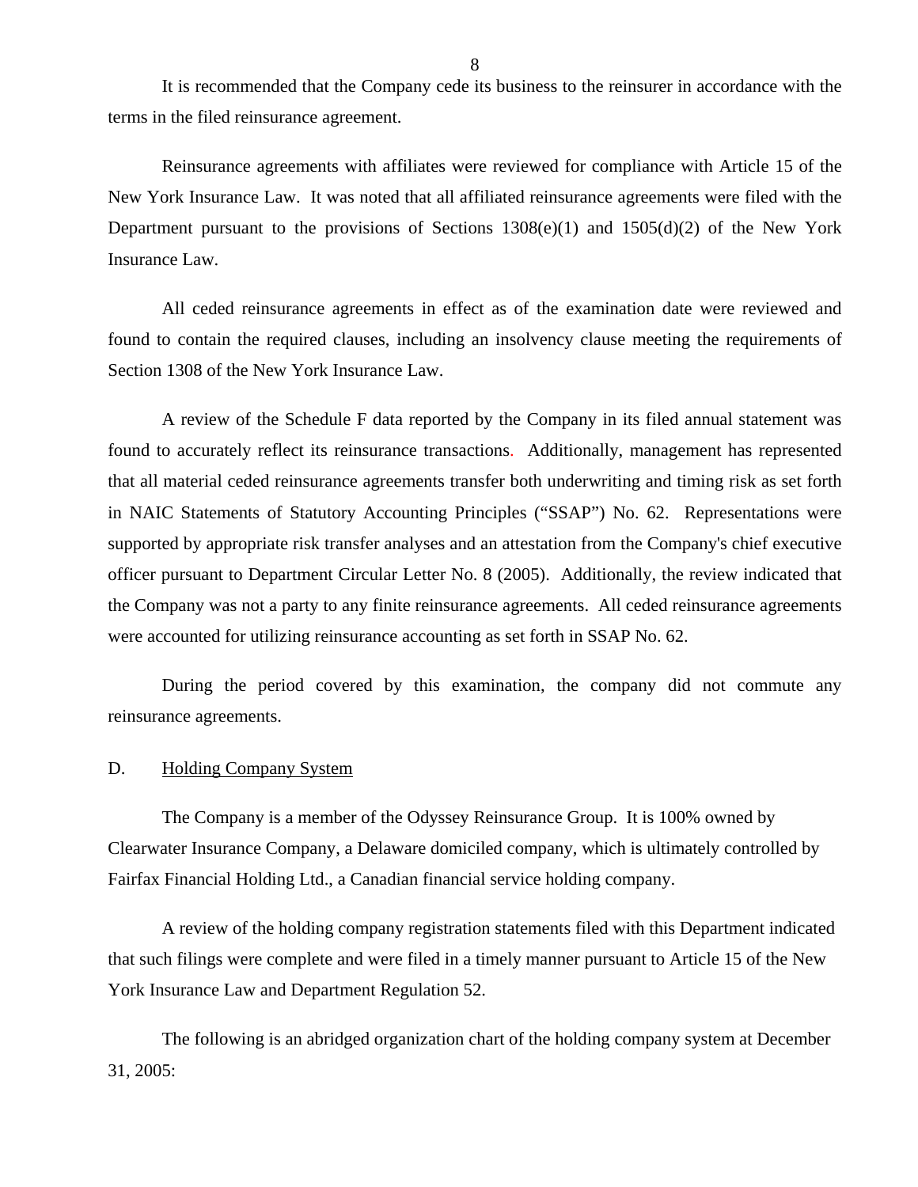It is recommended that the Company cede its business to the reinsurer in accordance with the terms in the filed reinsurance agreement.

Reinsurance agreements with affiliates were reviewed for compliance with Article 15 of the New York Insurance Law. It was noted that all affiliated reinsurance agreements were filed with the Department pursuant to the provisions of Sections 1308(e)(1) and 1505(d)(2) of the New York Insurance Law.

All ceded reinsurance agreements in effect as of the examination date were reviewed and found to contain the required clauses, including an insolvency clause meeting the requirements of Section 1308 of the New York Insurance Law.

A review of the Schedule F data reported by the Company in its filed annual statement was found to accurately reflect its reinsurance transactions. Additionally, management has represented that all material ceded reinsurance agreements transfer both underwriting and timing risk as set forth in NAIC Statements of Statutory Accounting Principles ("SSAP") No. 62. Representations were supported by appropriate risk transfer analyses and an attestation from the Company's chief executive officer pursuant to Department Circular Letter No. 8 (2005). Additionally, the review indicated that the Company was not a party to any finite reinsurance agreements. All ceded reinsurance agreements were accounted for utilizing reinsurance accounting as set forth in SSAP No. 62.

During the period covered by this examination, the company did not commute any reinsurance agreements.

## D. Holding Company System

The Company is a member of the Odyssey Reinsurance Group. It is 100% owned by Clearwater Insurance Company, a Delaware domiciled company, which is ultimately controlled by Fairfax Financial Holding Ltd., a Canadian financial service holding company.

A review of the holding company registration statements filed with this Department indicated that such filings were complete and were filed in a timely manner pursuant to Article 15 of the New York Insurance Law and Department Regulation 52.

The following is an abridged organization chart of the holding company system at December 31, 2005: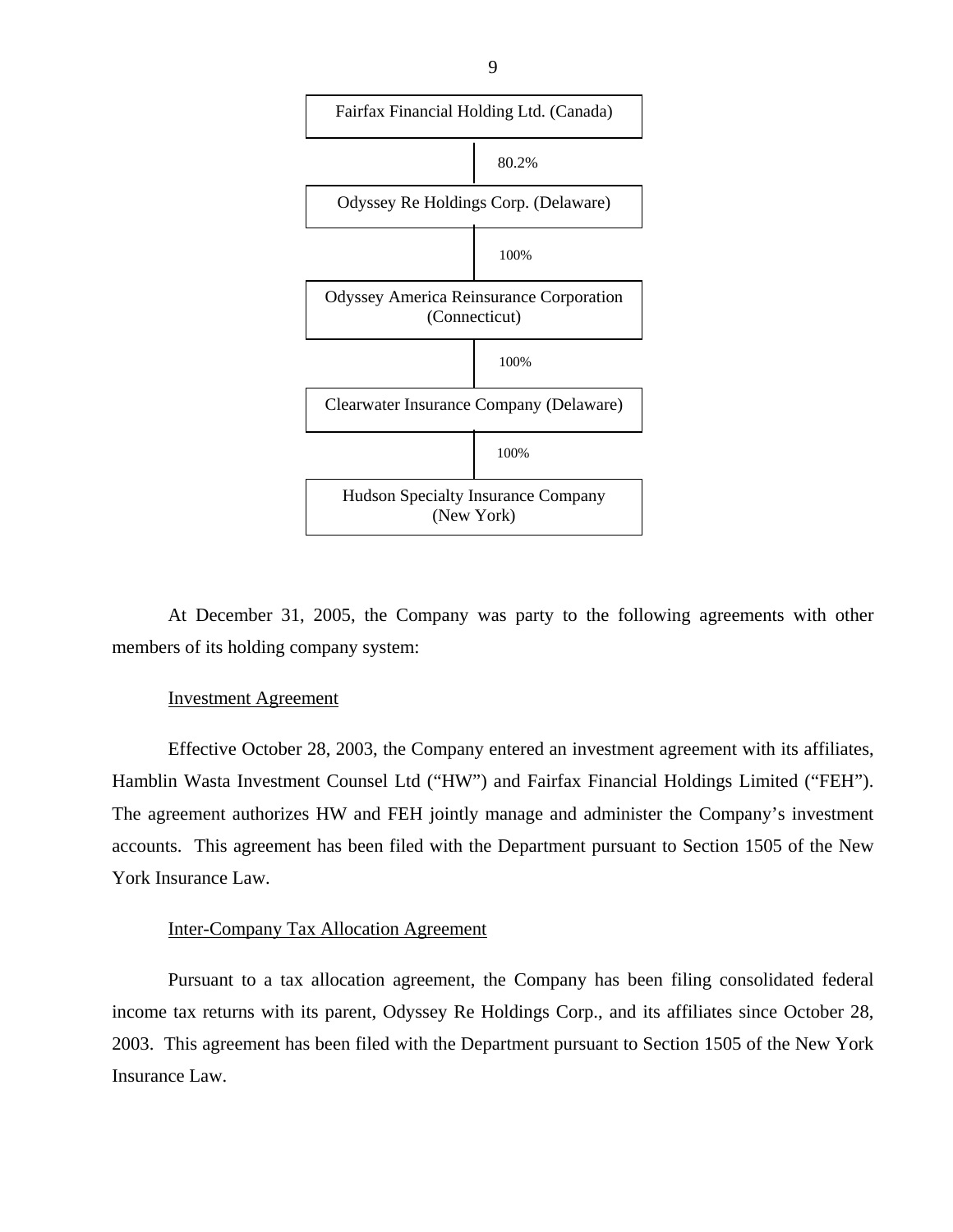Fairfax Financial Holding Ltd. (Canada)

80.2%

Odyssey Re Holdings Corp. (Delaware)

100%

Odyssey America Reinsurance Corporation (Connecticut)

100%

Clearwater Insurance Company (Delaware)

100%

Hudson Specialty Insurance Company (New York)

At December 31, 2005, the Company was party to the following agreements with other members of its holding company system:

Investment Agreement

Effective October 28, 2003, the Company entered an investment agreement with its affiliates, Hamblin Wasta Investment Counsel Ltd ("HW") and Fairfax Financial Holdings Limited ("FEH"). The agreement authorizes HW and FEH jointly manage and administer the Company's investment accounts. This agreement has been filed with the Department pursuant to Section 1505 of the New York Insurance Law.

Inter-Company Tax Allocation Agreement

Pursuant to a tax allocation agreement, the Company has been filing consolidated federal income tax returns with its parent, Odyssey Re Holdings Corp., and its affiliates since October 28, 2003. This agreement has been filed with the Department pursuant to Section 1505 of the New York Insurance Law.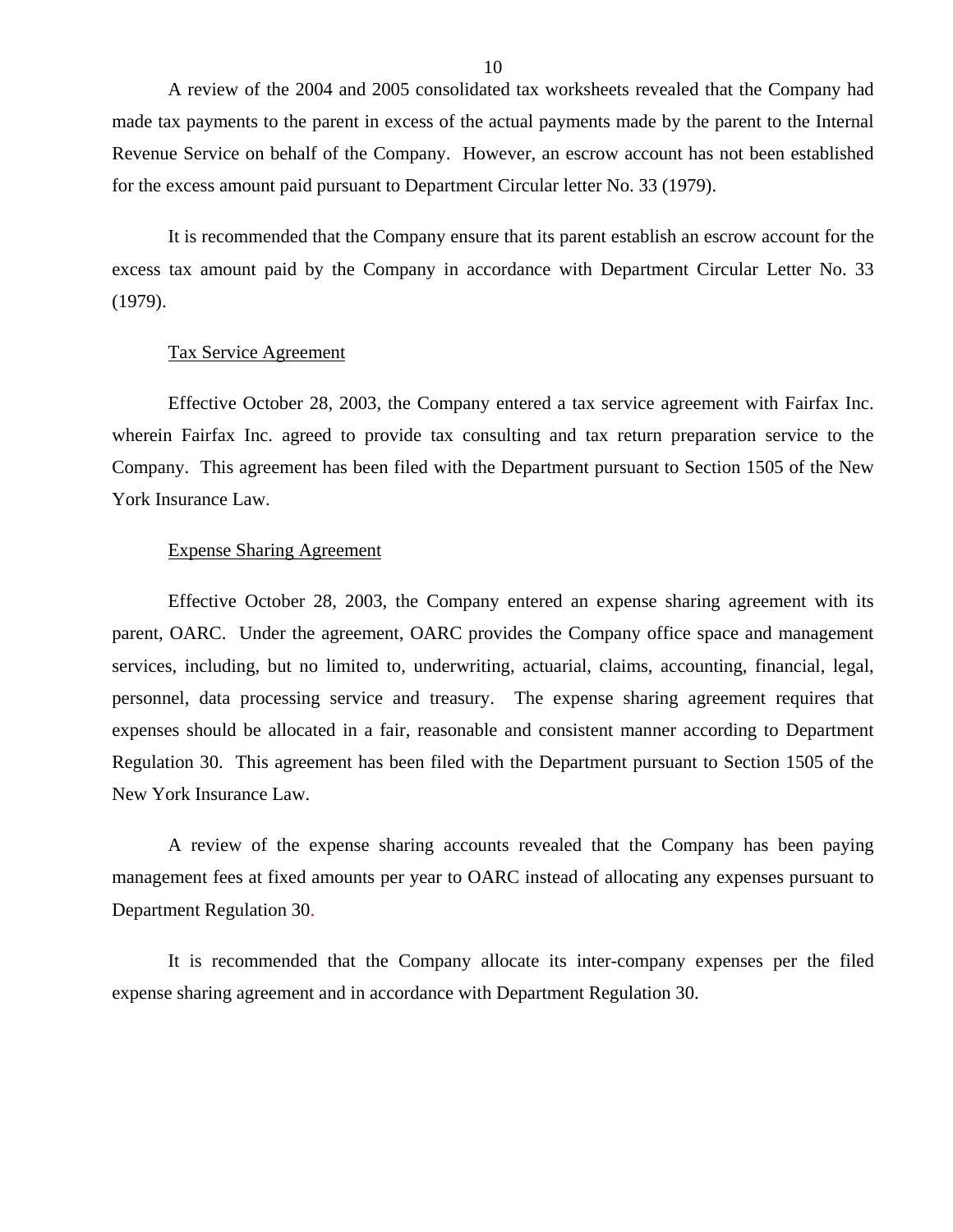A review of the 2004 and 2005 consolidated tax worksheets revealed that the Company had made tax payments to the parent in excess of the actual payments made by the parent to the Internal Revenue Service on behalf of the Company. However, an escrow account has not been established for the excess amount paid pursuant to Department Circular letter No. 33 (1979).

It is recommended that the Company ensure that its parent establish an escrow account for the excess tax amount paid by the Company in accordance with Department Circular Letter No. 33 (1979).

Tax Service Agreement

Effective October 28, 2003, the Company entered a tax service agreement with Fairfax Inc. wherein Fairfax Inc. agreed to provide tax consulting and tax return preparation service to the Company. This agreement has been filed with the Department pursuant to Section 1505 of the New York Insurance Law.

Expense Sharing Agreement

Effective October 28, 2003, the Company entered an expense sharing agreement with its parent, OARC. Under the agreement, OARC provides the Company office space and management services, including, but no limited to, underwriting, actuarial, claims, accounting, financial, legal, personnel, data processing service and treasury. The expense sharing agreement requires that expenses should be allocated in a fair, reasonable and consistent manner according to Department Regulation 30. This agreement has been filed with the Department pursuant to Section 1505 of the New York Insurance Law.

A review of the expense sharing accounts revealed that the Company has been paying management fees at fixed amounts per year to OARC instead of allocating any expenses pursuant to Department Regulation 30.

It is recommended that the Company allocate its inter-company expenses per the filed expense sharing agreement and in accordance with Department Regulation 30.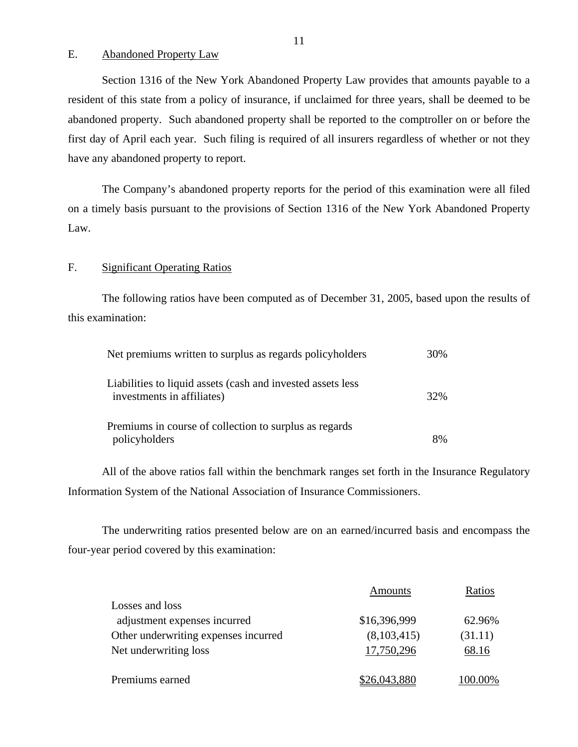## E. Abandoned Property Law

Section 1316 of the New York Abandoned Property Law provides that amounts payable to a resident of this state from a policy of insurance, if unclaimed for three years, shall be deemed to be abandoned property. Such abandoned property shall be reported to the comptroller on or before the first day of April each year. Such filing is required of all insurers regardless of whether or not they have any abandoned property to report.

The Company's abandoned property reports for the period of this examination were all filed on a timely basis pursuant to the provisions of Section 1316 of the New York Abandoned Property Law.

## F. Significant Operating Ratios

The following ratios have been computed as of December 31, 2005, based upon the results of this examination:

| | |
|---|---|
| Net premiums written to surplus as regards policyholders | 30% |
| Liabilities to liquid assets (cash and invested assets less investments in affiliates) | 32% |
| Premiums in course of collection to surplus as regards policyholders | 8% |

All of the above ratios fall within the benchmark ranges set forth in the Insurance Regulatory Information System of the National Association of Insurance Commissioners.

The underwriting ratios presented below are on an earned/incurred basis and encompass the four-year period covered by this examination:

| | Amounts | Ratios |
|---|---|---|
| Losses and loss adjustment expenses incurred | $16,396,999 | 62.96% |
| Other underwriting expenses incurred | (8,103,415) | (31.11) |
| Net underwriting loss | 17,750,296 | 68.16 |
| Premiums earned | $26,043,880 | 100.00% |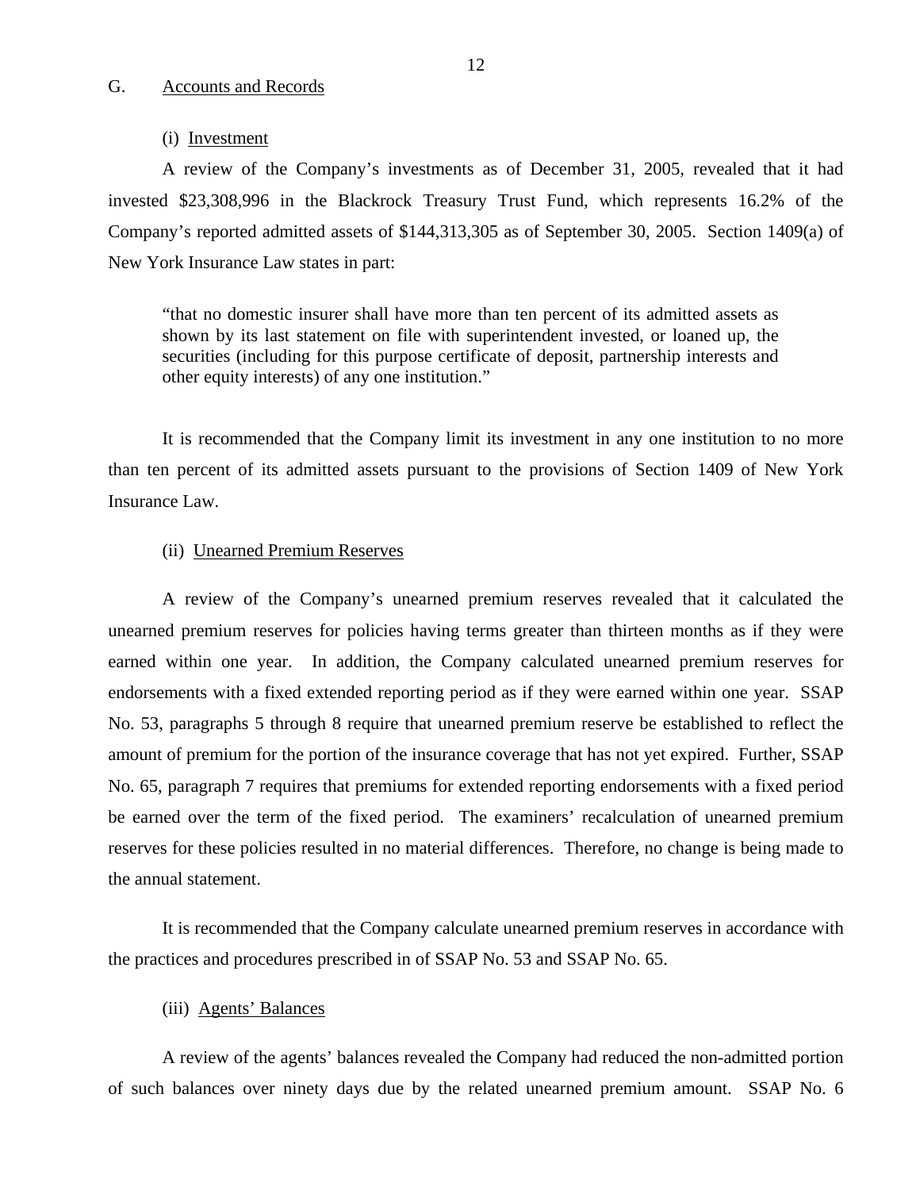## G. Accounts and Records

### (i) Investment

A review of the Company's investments as of December 31, 2005, revealed that it had invested $23,308,996 in the Blackrock Treasury Trust Fund, which represents 16.2% of the Company's reported admitted assets of $144,313,305 as of September 30, 2005. Section 1409(a) of New York Insurance Law states in part:

> "that no domestic insurer shall have more than ten percent of its admitted assets as shown by its last statement on file with superintendent invested, or loaned up, the securities (including for this purpose certificate of deposit, partnership interests and other equity interests) of any one institution."

It is recommended that the Company limit its investment in any one institution to no more than ten percent of its admitted assets pursuant to the provisions of Section 1409 of New York Insurance Law.

### (ii) Unearned Premium Reserves

A review of the Company's unearned premium reserves revealed that it calculated the unearned premium reserves for policies having terms greater than thirteen months as if they were earned within one year. In addition, the Company calculated unearned premium reserves for endorsements with a fixed extended reporting period as if they were earned within one year. SSAP No. 53, paragraphs 5 through 8 require that unearned premium reserve be established to reflect the amount of premium for the portion of the insurance coverage that has not yet expired. Further, SSAP No. 65, paragraph 7 requires that premiums for extended reporting endorsements with a fixed period be earned over the term of the fixed period. The examiners' recalculation of unearned premium reserves for these policies resulted in no material differences. Therefore, no change is being made to the annual statement.

It is recommended that the Company calculate unearned premium reserves in accordance with the practices and procedures prescribed in of SSAP No. 53 and SSAP No. 65.

### (iii) Agents' Balances

A review of the agents' balances revealed the Company had reduced the non-admitted portion of such balances over ninety days due by the related unearned premium amount. SSAP No. 6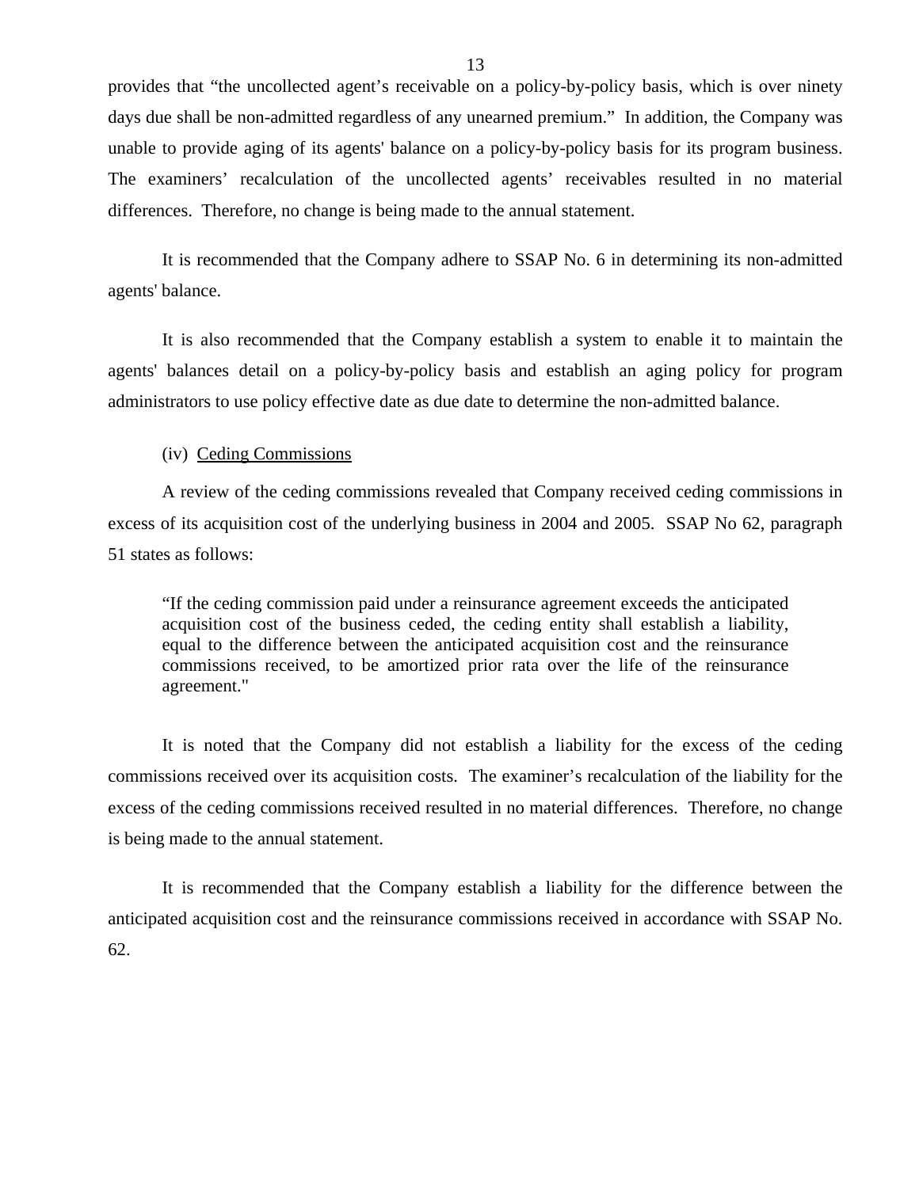provides that "the uncollected agent's receivable on a policy-by-policy basis, which is over ninety days due shall be non-admitted regardless of any unearned premium." In addition, the Company was unable to provide aging of its agents' balance on a policy-by-policy basis for its program business. The examiners' recalculation of the uncollected agents' receivables resulted in no material differences. Therefore, no change is being made to the annual statement.

It is recommended that the Company adhere to SSAP No. 6 in determining its non-admitted agents' balance.

It is also recommended that the Company establish a system to enable it to maintain the agents' balances detail on a policy-by-policy basis and establish an aging policy for program administrators to use policy effective date as due date to determine the non-admitted balance.

(iv) Ceding Commissions

A review of the ceding commissions revealed that Company received ceding commissions in excess of its acquisition cost of the underlying business in 2004 and 2005. SSAP No 62, paragraph 51 states as follows:

> "If the ceding commission paid under a reinsurance agreement exceeds the anticipated acquisition cost of the business ceded, the ceding entity shall establish a liability, equal to the difference between the anticipated acquisition cost and the reinsurance commissions received, to be amortized prior rata over the life of the reinsurance agreement."

It is noted that the Company did not establish a liability for the excess of the ceding commissions received over its acquisition costs. The examiner's recalculation of the liability for the excess of the ceding commissions received resulted in no material differences. Therefore, no change is being made to the annual statement.

It is recommended that the Company establish a liability for the difference between the anticipated acquisition cost and the reinsurance commissions received in accordance with SSAP No. 62.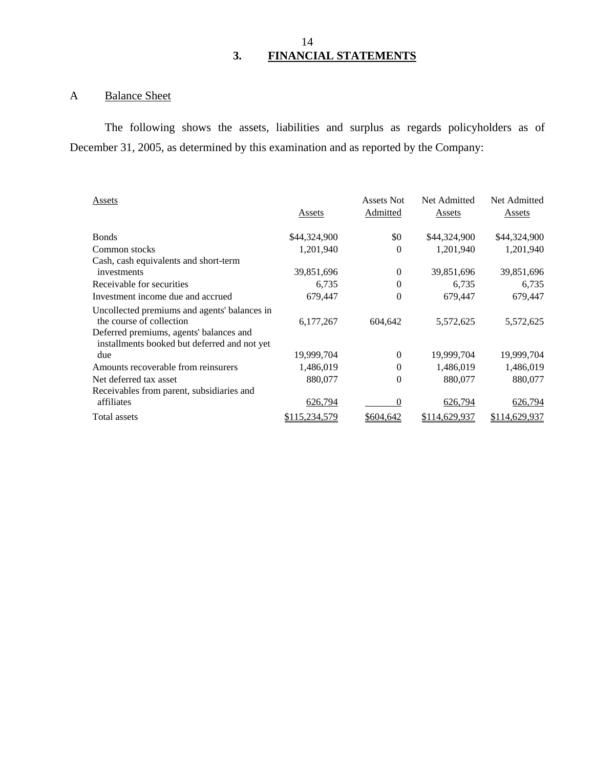# 3. FINANCIAL STATEMENTS

## A Balance Sheet

The following shows the assets, liabilities and surplus as regards policyholders as of December 31, 2005, as determined by this examination and as reported by the Company:

| Assets | Assets | Assets Not Admitted | Net Admitted Assets | Net Admitted Assets |
|---|---|---|---|---|
| Bonds | $44,324,900 | $0 | $44,324,900 | $44,324,900 |
| Common stocks | 1,201,940 | 0 | 1,201,940 | 1,201,940 |
| Cash, cash equivalents and short-term investments | 39,851,696 | 0 | 39,851,696 | 39,851,696 |
| Receivable for securities | 6,735 | 0 | 6,735 | 6,735 |
| Investment income due and accrued | 679,447 | 0 | 679,447 | 679,447 |
| Uncollected premiums and agents' balances in the course of collection | 6,177,267 | 604,642 | 5,572,625 | 5,572,625 |
| Deferred premiums, agents' balances and installments booked but deferred and not yet due | 19,999,704 | 0 | 19,999,704 | 19,999,704 |
| Amounts recoverable from reinsurers | 1,486,019 | 0 | 1,486,019 | 1,486,019 |
| Net deferred tax asset | 880,077 | 0 | 880,077 | 880,077 |
| Receivables from parent, subsidiaries and affiliates | 626,794 | 0 | 626,794 | 626,794 |
| Total assets | $115,234,579 | $604,642 | $114,629,937 | $114,629,937 |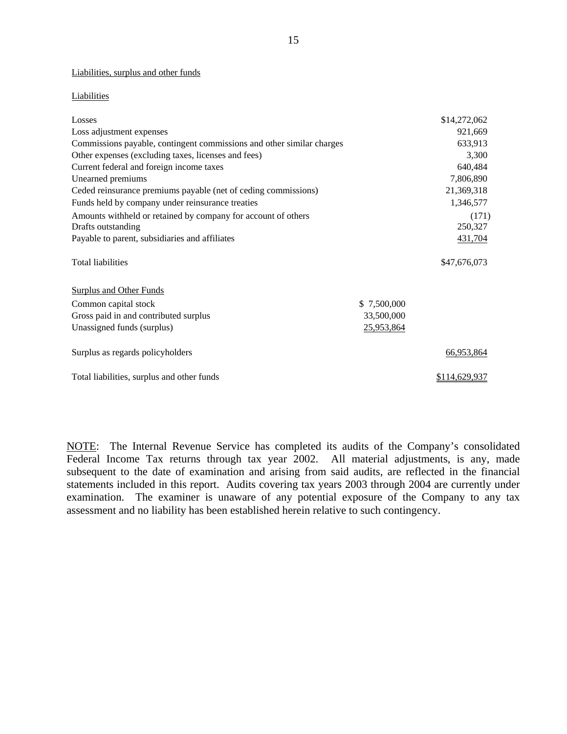Liabilities, surplus and other funds

Liabilities

| | | |
|---|---|---|
| Losses | | $14,272,062 |
| Loss adjustment expenses | | 921,669 |
| Commissions payable, contingent commissions and other similar charges | | 633,913 |
| Other expenses (excluding taxes, licenses and fees) | | 3,300 |
| Current federal and foreign income taxes | | 640,484 |
| Unearned premiums | | 7,806,890 |
| Ceded reinsurance premiums payable (net of ceding commissions) | | 21,369,318 |
| Funds held by company under reinsurance treaties | | 1,346,577 |
| Amounts withheld or retained by company for account of others | | (171) |
| Drafts outstanding | | 250,327 |
| Payable to parent, subsidiaries and affiliates | | 431,704 |
| Total liabilities | | $47,676,073 |
| Surplus and Other Funds | | |
| Common capital stock | $ 7,500,000 | |
| Gross paid in and contributed surplus | 33,500,000 | |
| Unassigned funds (surplus) | 25,953,864 | |
| Surplus as regards policyholders | | 66,953,864 |
| Total liabilities, surplus and other funds | | $114,629,937 |

NOTE: The Internal Revenue Service has completed its audits of the Company's consolidated Federal Income Tax returns through tax year 2002. All material adjustments, is any, made subsequent to the date of examination and arising from said audits, are reflected in the financial statements included in this report. Audits covering tax years 2003 through 2004 are currently under examination. The examiner is unaware of any potential exposure of the Company to any tax assessment and no liability has been established herein relative to such contingency.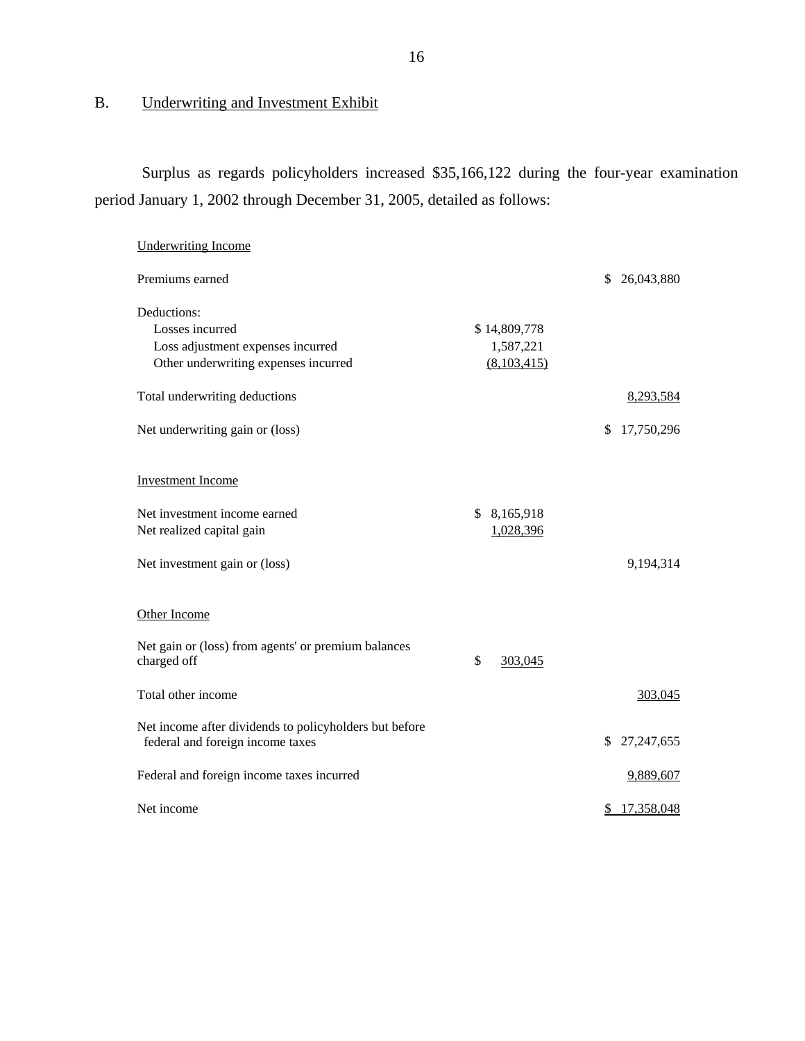## B. Underwriting and Investment Exhibit

Surplus as regards policyholders increased $35,166,122 during the four-year examination period January 1, 2002 through December 31, 2005, detailed as follows:

| | | |
|---|---|---|
| **Underwriting Income** | | |
| Premiums earned | | $ 26,043,880 |
| Deductions: | | |
| Losses incurred | $ 14,809,778 | |
| Loss adjustment expenses incurred | 1,587,221 | |
| Other underwriting expenses incurred | (8,103,415) | |
| Total underwriting deductions | | 8,293,584 |
| Net underwriting gain or (loss) | | $ 17,750,296 |
| **Investment Income** | | |
| Net investment income earned | $ 8,165,918 | |
| Net realized capital gain | 1,028,396 | |
| Net investment gain or (loss) | | 9,194,314 |
| **Other Income** | | |
| Net gain or (loss) from agents' or premium balances charged off | $ 303,045 | |
| Total other income | | 303,045 |
| Net income after dividends to policyholders but before federal and foreign income taxes | | $ 27,247,655 |
| Federal and foreign income taxes incurred | | 9,889,607 |
| Net income | | $ 17,358,048 |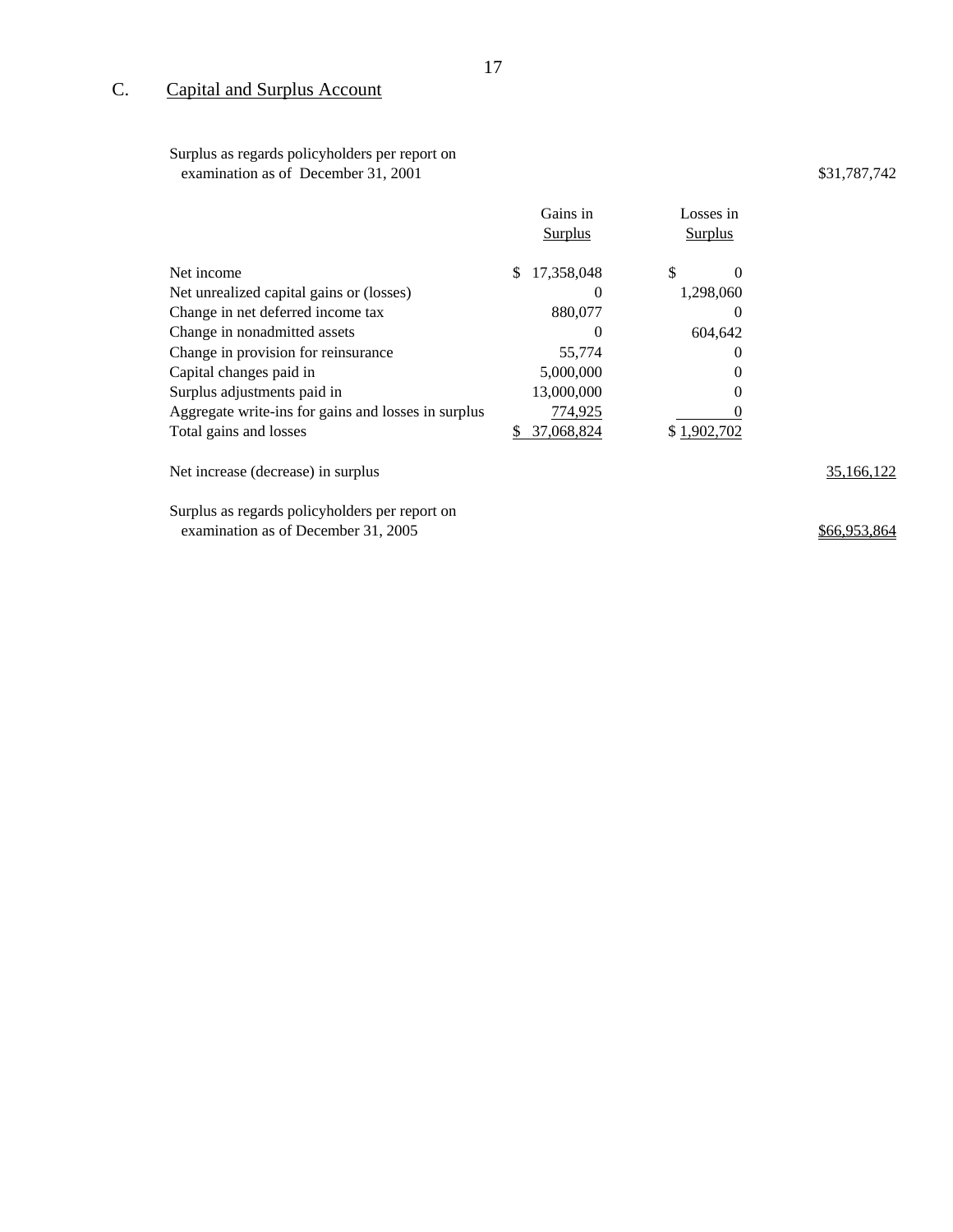## C. Capital and Surplus Account

| | Gains in Surplus | Losses in Surplus | |
|---|---|---|---|
| Surplus as regards policyholders per report on examination as of December 31, 2001 | | | $31,787,742 |
| Net income | $ 17,358,048 | $ 0 | |
| Net unrealized capital gains or (losses) | 0 | 1,298,060 | |
| Change in net deferred income tax | 880,077 | 0 | |
| Change in nonadmitted assets | 0 | 604,642 | |
| Change in provision for reinsurance | 55,774 | 0 | |
| Capital changes paid in | 5,000,000 | 0 | |
| Surplus adjustments paid in | 13,000,000 | 0 | |
| Aggregate write-ins for gains and losses in surplus | 774,925 | 0 | |
| Total gains and losses | $ 37,068,824 | $ 1,902,702 | |
| Net increase (decrease) in surplus | | | 35,166,122 |
| Surplus as regards policyholders per report on examination as of December 31, 2005 | | | $66,953,864 |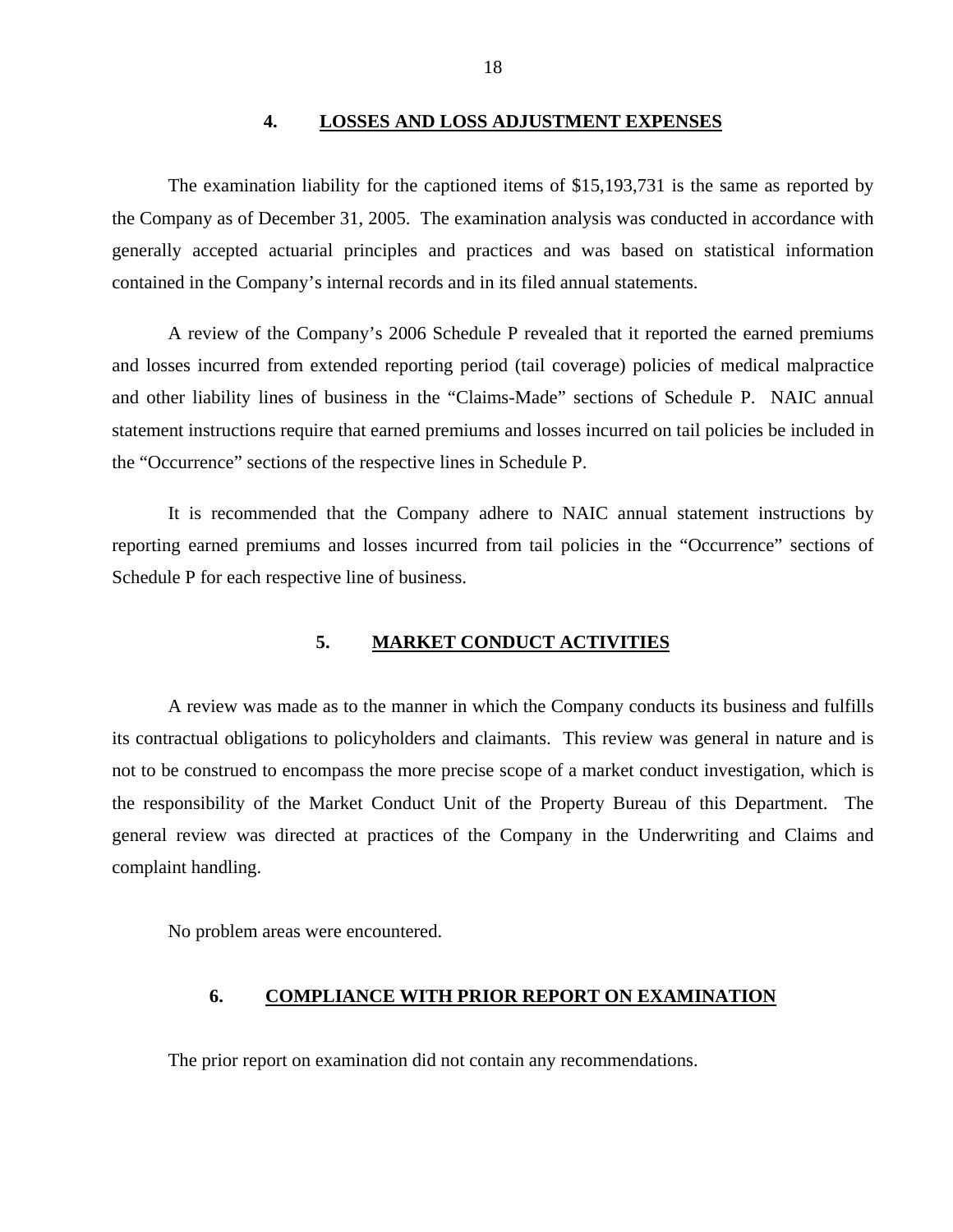## 4. LOSSES AND LOSS ADJUSTMENT EXPENSES

The examination liability for the captioned items of $15,193,731 is the same as reported by the Company as of December 31, 2005. The examination analysis was conducted in accordance with generally accepted actuarial principles and practices and was based on statistical information contained in the Company's internal records and in its filed annual statements.

A review of the Company's 2006 Schedule P revealed that it reported the earned premiums and losses incurred from extended reporting period (tail coverage) policies of medical malpractice and other liability lines of business in the "Claims-Made" sections of Schedule P. NAIC annual statement instructions require that earned premiums and losses incurred on tail policies be included in the "Occurrence" sections of the respective lines in Schedule P.

It is recommended that the Company adhere to NAIC annual statement instructions by reporting earned premiums and losses incurred from tail policies in the "Occurrence" sections of Schedule P for each respective line of business.

## 5. MARKET CONDUCT ACTIVITIES

A review was made as to the manner in which the Company conducts its business and fulfills its contractual obligations to policyholders and claimants. This review was general in nature and is not to be construed to encompass the more precise scope of a market conduct investigation, which is the responsibility of the Market Conduct Unit of the Property Bureau of this Department. The general review was directed at practices of the Company in the Underwriting and Claims and complaint handling.

No problem areas were encountered.

## 6. COMPLIANCE WITH PRIOR REPORT ON EXAMINATION

The prior report on examination did not contain any recommendations.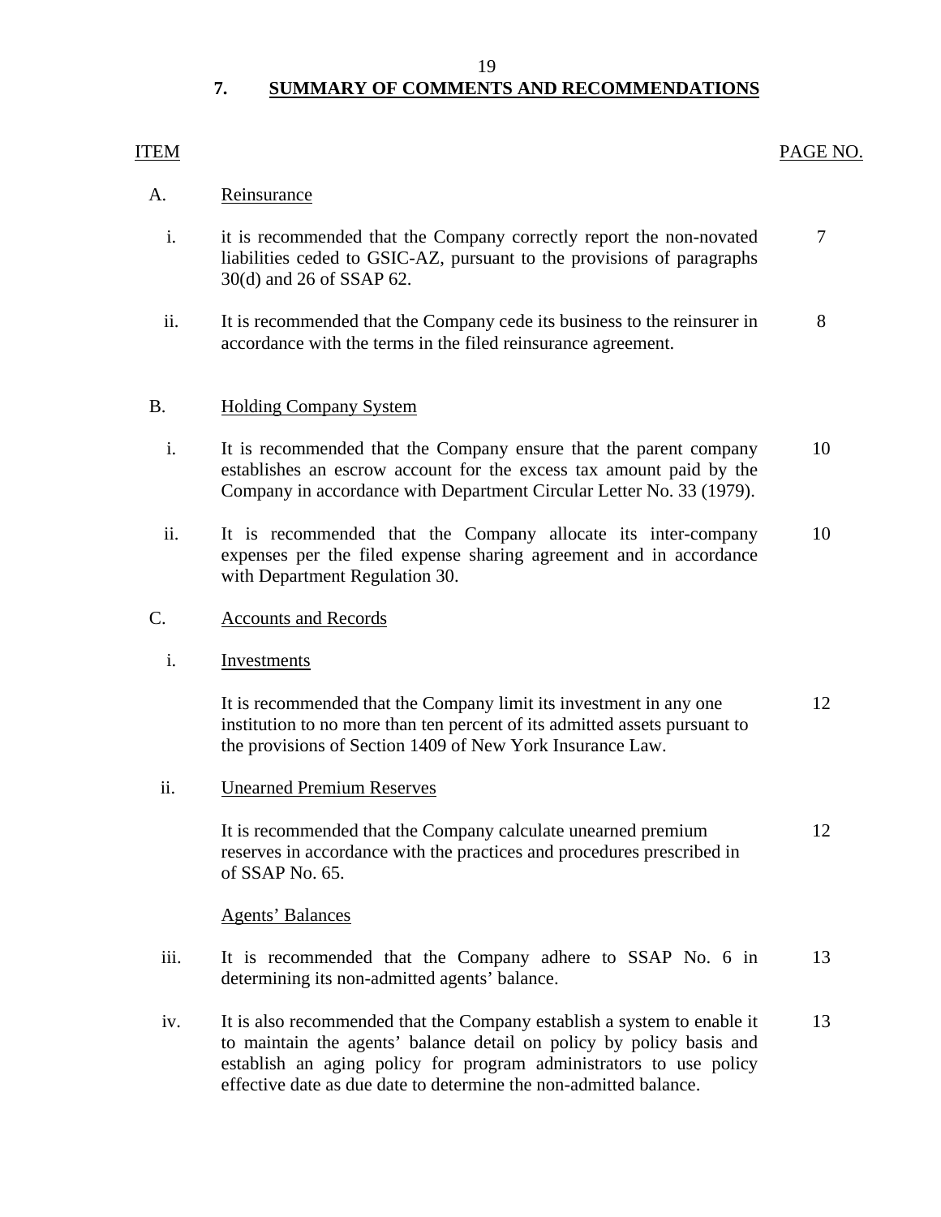## 7. SUMMARY OF COMMENTS AND RECOMMENDATIONS

| ITEM | | PAGE NO. |
|---|---|---|
| A. | Reinsurance | |
| i. | it is recommended that the Company correctly report the non-novated liabilities ceded to GSIC-AZ, pursuant to the provisions of paragraphs 30(d) and 26 of SSAP 62. | 7 |
| ii. | It is recommended that the Company cede its business to the reinsurer in accordance with the terms in the filed reinsurance agreement. | 8 |
| B. | Holding Company System | |
| i. | It is recommended that the Company ensure that the parent company establishes an escrow account for the excess tax amount paid by the Company in accordance with Department Circular Letter No. 33 (1979). | 10 |
| ii. | It is recommended that the Company allocate its inter-company expenses per the filed expense sharing agreement and in accordance with Department Regulation 30. | 10 |
| C. | Accounts and Records | |
| i. | Investments | |
| | It is recommended that the Company limit its investment in any one institution to no more than ten percent of its admitted assets pursuant to the provisions of Section 1409 of New York Insurance Law. | 12 |
| ii. | Unearned Premium Reserves | |
| | It is recommended that the Company calculate unearned premium reserves in accordance with the practices and procedures prescribed in of SSAP No. 65. | 12 |
| | Agents' Balances | |
| iii. | It is recommended that the Company adhere to SSAP No. 6 in determining its non-admitted agents' balance. | 13 |
| iv. | It is also recommended that the Company establish a system to enable it to maintain the agents' balance detail on policy by policy basis and establish an aging policy for program administrators to use policy effective date as due date to determine the non-admitted balance. | 13 |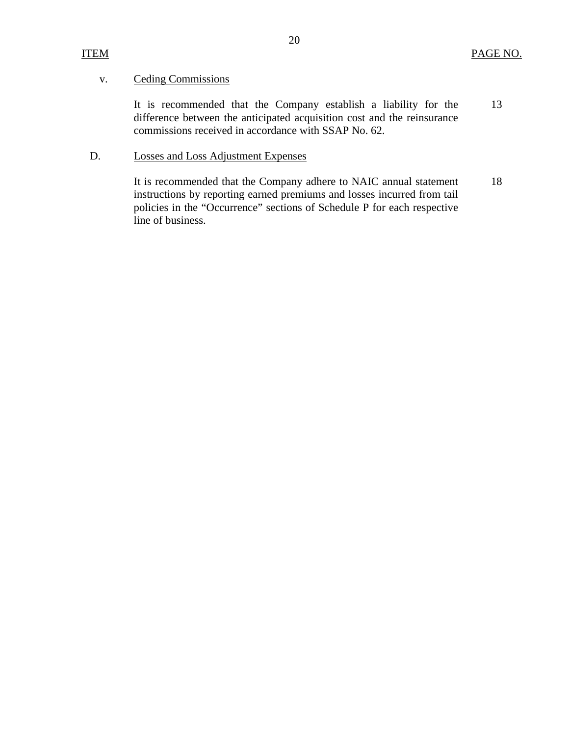| ITEM | | PAGE NO. |
|---|---|---|
| v. | Ceding Commissions | |
| | It is recommended that the Company establish a liability for the difference between the anticipated acquisition cost and the reinsurance commissions received in accordance with SSAP No. 62. | 13 |
| D. | Losses and Loss Adjustment Expenses | |
| | It is recommended that the Company adhere to NAIC annual statement instructions by reporting earned premiums and losses incurred from tail policies in the "Occurrence" sections of Schedule P for each respective line of business. | 18 |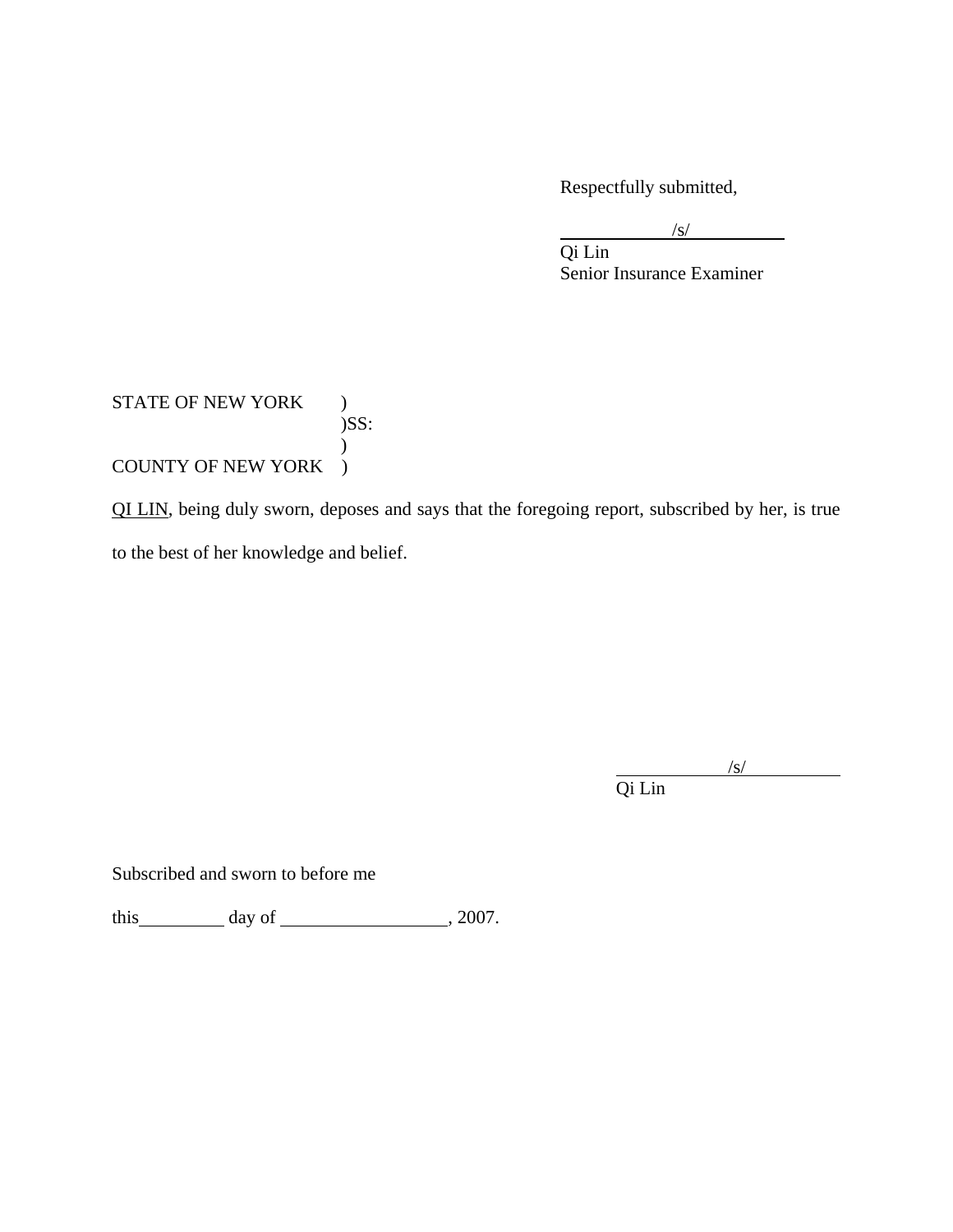Respectfully submitted,

/s/  
Qi Lin  
Senior Insurance Examiner

STATE OF NEW YORK )  
)SS:  
)  
COUNTY OF NEW YORK )

QI LIN, being duly sworn, deposes and says that the foregoing report, subscribed by her, is true to the best of her knowledge and belief.

/s/  
Qi Lin

Subscribed and sworn to before me

this\_\_\_\_\_\_\_\_\_ day of \_\_\_\_\_\_\_\_\_\_\_\_\_\_\_\_\_\_, 2007.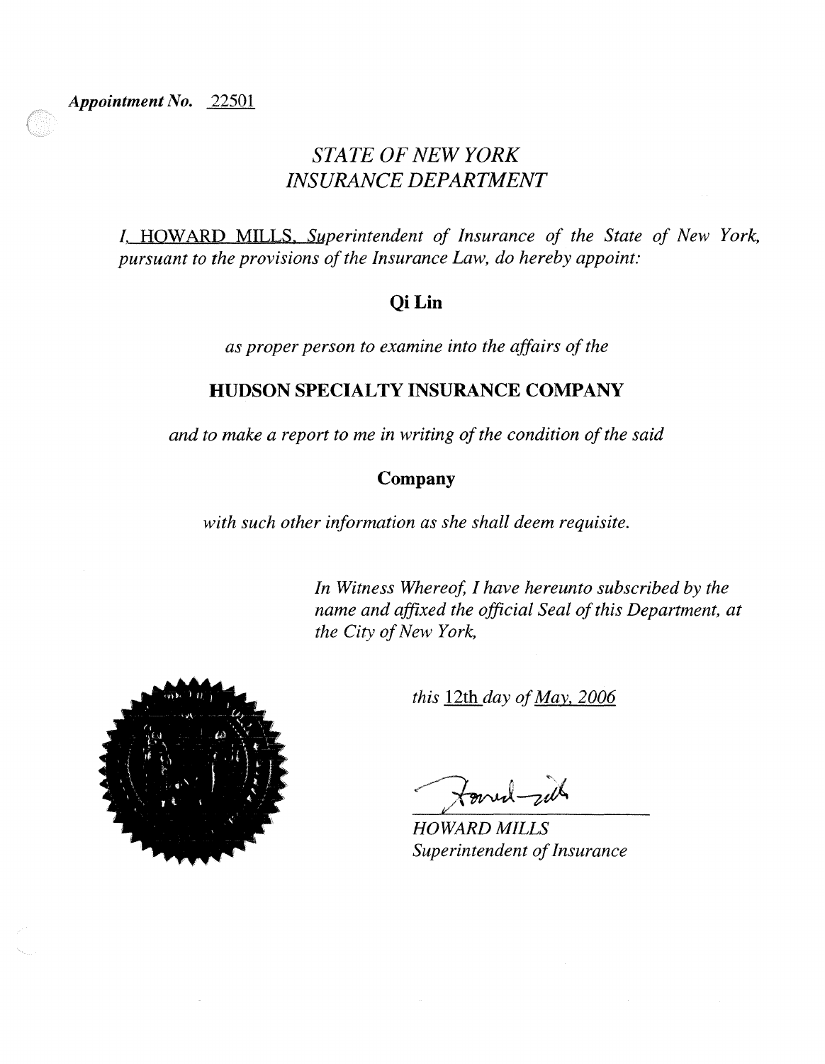*Appointment No.* 22501

# *STATE OF NEW YORK*
## *INSURANCE DEPARTMENT*

*I, HOWARD MILLS, Superintendent of Insurance of the State of New York, pursuant to the provisions of the Insurance Law, do hereby appoint:*

**Qi Lin**

*as proper person to examine into the affairs of the*

**HUDSON SPECIALTY INSURANCE COMPANY**

*and to make a report to me in writing of the condition of the said*

**Company**

*with such other information as she shall deem requisite.*

*In Witness Whereof, I have hereunto subscribed by the name and affixed the official Seal of this Department, at the City of New York,*

*this 12th day of May, 2006*

*HOWARD MILLS*
*Superintendent of Insurance*